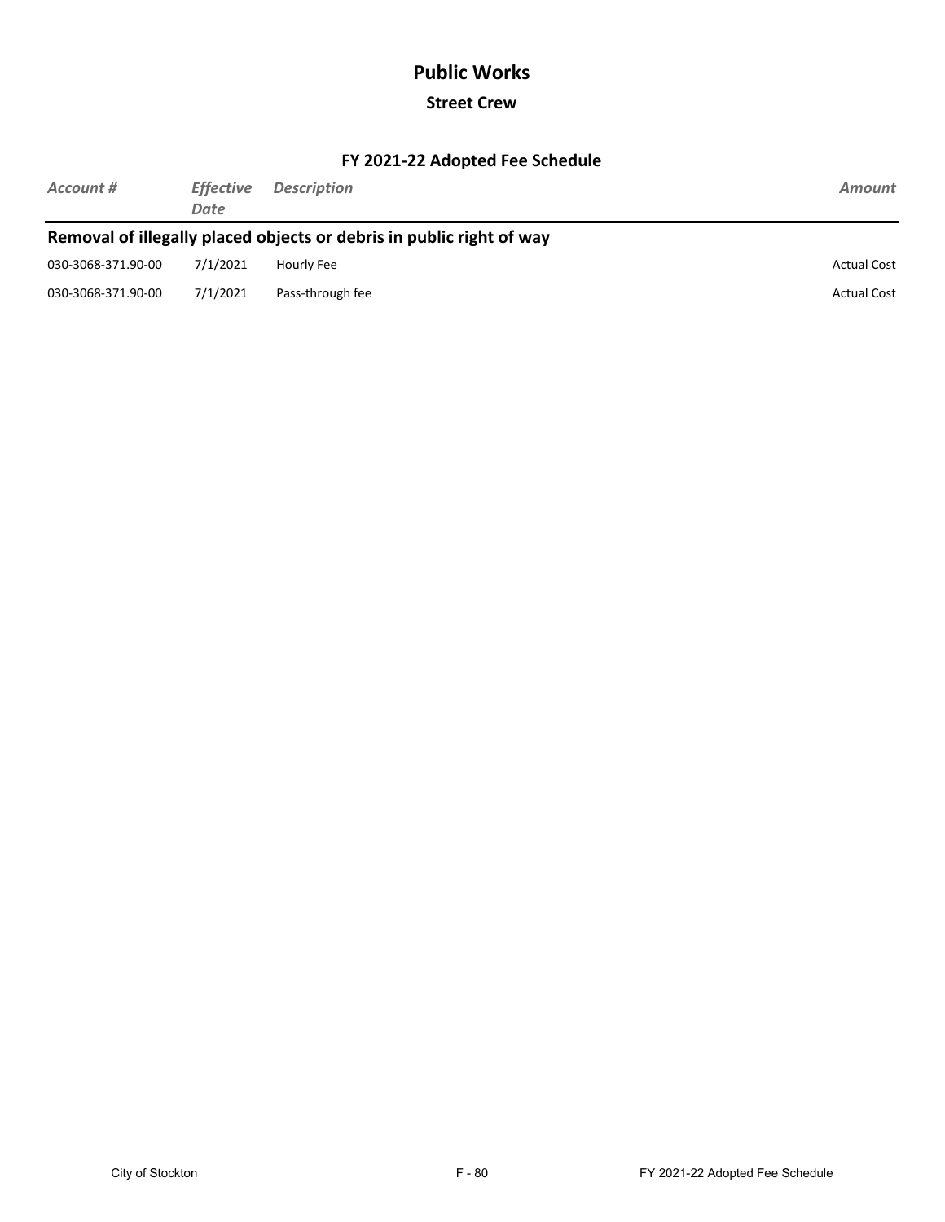# Public Works

## Street Crew

### FY 2021-22 Adopted Fee Schedule

| *Account #* | *Effective Date* | *Description* | *Amount* |
|---|---|---|---|
| **Removal of illegally placed objects or debris in public right of way** | | | |
| 030-3068-371.90-00 | 7/1/2021 | Hourly Fee | Actual Cost |
| 030-3068-371.90-00 | 7/1/2021 | Pass-through fee | Actual Cost |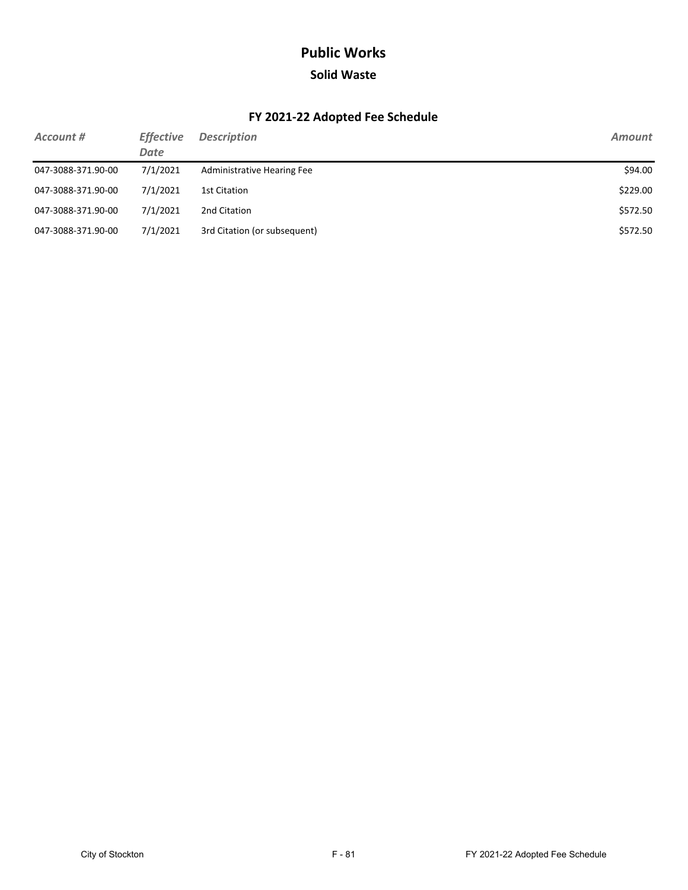# Public Works

## Solid Waste

### FY 2021-22 Adopted Fee Schedule

| *Account #* | *Effective Date* | *Description* | *Amount* |
|---|---|---|---|
| 047-3088-371.90-00 | 7/1/2021 | Administrative Hearing Fee | $94.00 |
| 047-3088-371.90-00 | 7/1/2021 | 1st Citation | $229.00 |
| 047-3088-371.90-00 | 7/1/2021 | 2nd Citation | $572.50 |
| 047-3088-371.90-00 | 7/1/2021 | 3rd Citation (or subsequent) | $572.50 |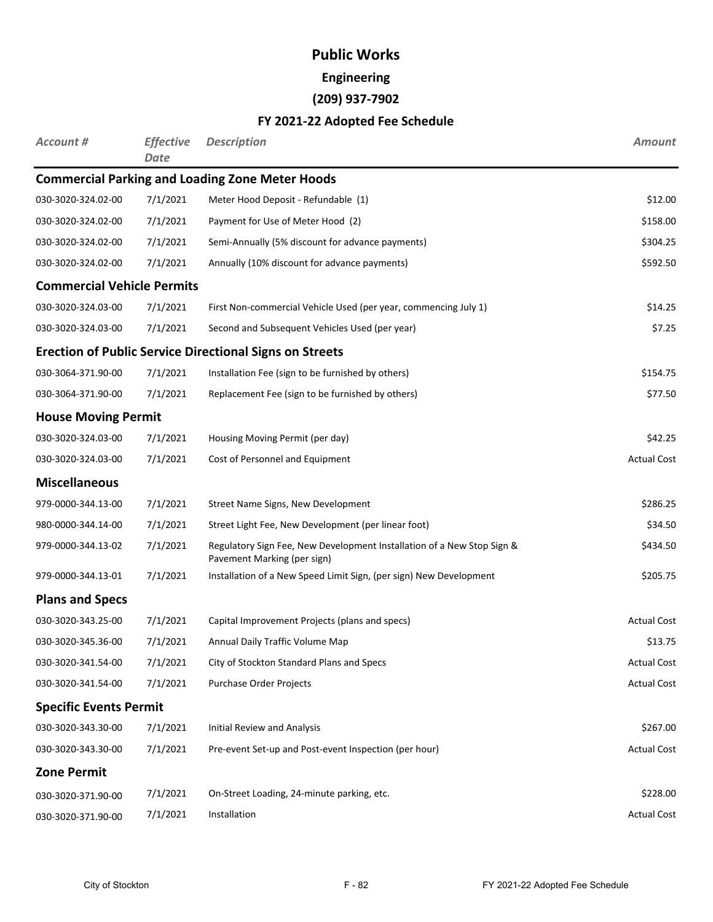# Public Works

## Engineering

## (209) 937-7902

## FY 2021-22 Adopted Fee Schedule

| *Account #* | *Effective Date* | *Description* | *Amount* |
|---|---|---|---|
| **Commercial Parking and Loading Zone Meter Hoods** | | | |
| 030-3020-324.02-00 | 7/1/2021 | Meter Hood Deposit - Refundable (1) | $12.00 |
| 030-3020-324.02-00 | 7/1/2021 | Payment for Use of Meter Hood (2) | $158.00 |
| 030-3020-324.02-00 | 7/1/2021 | Semi-Annually (5% discount for advance payments) | $304.25 |
| 030-3020-324.02-00 | 7/1/2021 | Annually (10% discount for advance payments) | $592.50 |
| **Commercial Vehicle Permits** | | | |
| 030-3020-324.03-00 | 7/1/2021 | First Non-commercial Vehicle Used (per year, commencing July 1) | $14.25 |
| 030-3020-324.03-00 | 7/1/2021 | Second and Subsequent Vehicles Used (per year) | $7.25 |
| **Erection of Public Service Directional Signs on Streets** | | | |
| 030-3064-371.90-00 | 7/1/2021 | Installation Fee (sign to be furnished by others) | $154.75 |
| 030-3064-371.90-00 | 7/1/2021 | Replacement Fee (sign to be furnished by others) | $77.50 |
| **House Moving Permit** | | | |
| 030-3020-324.03-00 | 7/1/2021 | Housing Moving Permit (per day) | $42.25 |
| 030-3020-324.03-00 | 7/1/2021 | Cost of Personnel and Equipment | Actual Cost |
| **Miscellaneous** | | | |
| 979-0000-344.13-00 | 7/1/2021 | Street Name Signs, New Development | $286.25 |
| 980-0000-344.14-00 | 7/1/2021 | Street Light Fee, New Development (per linear foot) | $34.50 |
| 979-0000-344.13-02 | 7/1/2021 | Regulatory Sign Fee, New Development Installation of a New Stop Sign & Pavement Marking (per sign) | $434.50 |
| 979-0000-344.13-01 | 7/1/2021 | Installation of a New Speed Limit Sign, (per sign) New Development | $205.75 |
| **Plans and Specs** | | | |
| 030-3020-343.25-00 | 7/1/2021 | Capital Improvement Projects (plans and specs) | Actual Cost |
| 030-3020-345.36-00 | 7/1/2021 | Annual Daily Traffic Volume Map | $13.75 |
| 030-3020-341.54-00 | 7/1/2021 | City of Stockton Standard Plans and Specs | Actual Cost |
| 030-3020-341.54-00 | 7/1/2021 | Purchase Order Projects | Actual Cost |
| **Specific Events Permit** | | | |
| 030-3020-343.30-00 | 7/1/2021 | Initial Review and Analysis | $267.00 |
| 030-3020-343.30-00 | 7/1/2021 | Pre-event Set-up and Post-event Inspection (per hour) | Actual Cost |
| **Zone Permit** | | | |
| 030-3020-371.90-00 | 7/1/2021 | On-Street Loading, 24-minute parking, etc. | $228.00 |
| 030-3020-371.90-00 | 7/1/2021 | Installation | Actual Cost |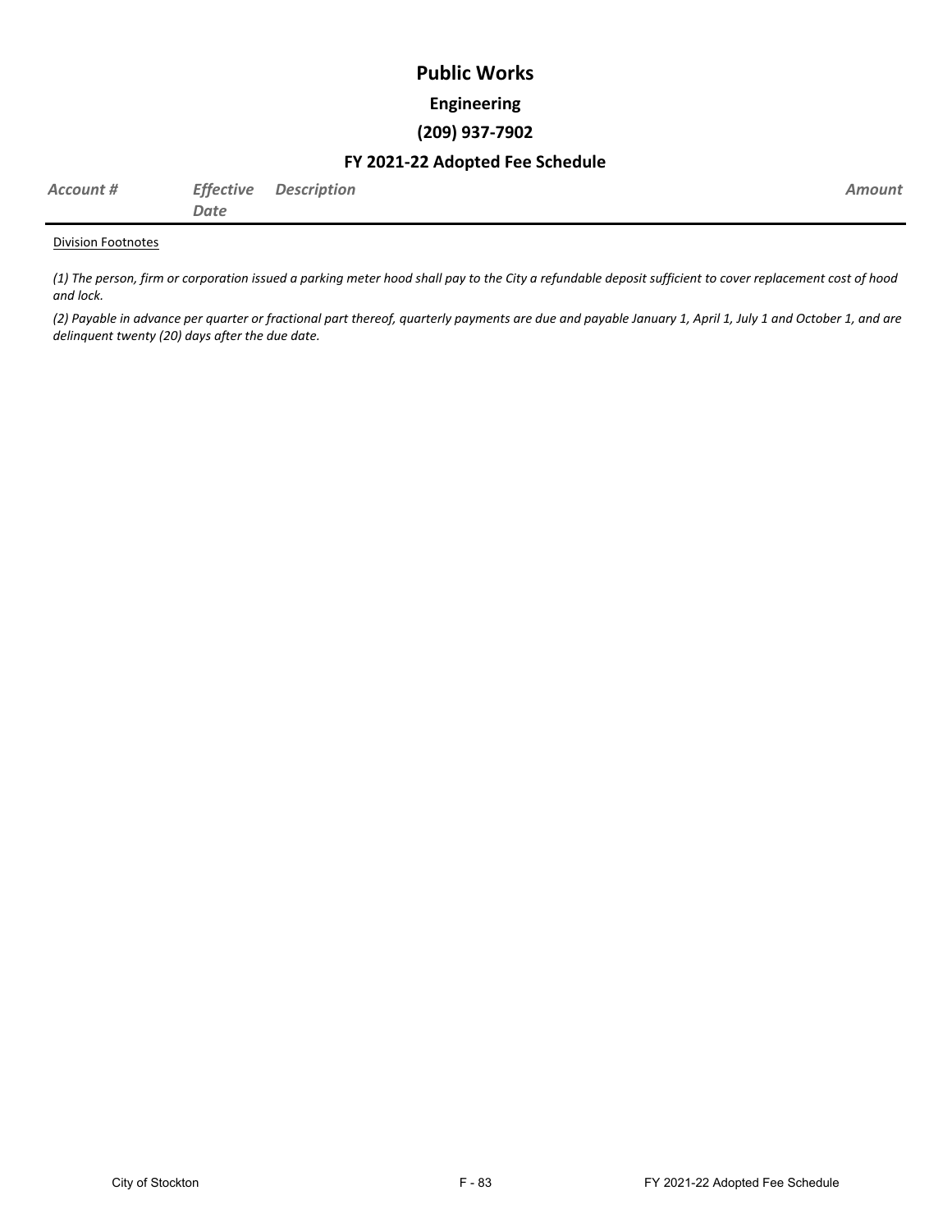# Public Works

## Engineering

### (209) 937-7902

### FY 2021-22 Adopted Fee Schedule

| *Account #* | *Effective Date* | *Description* | *Amount* |
|---|---|---|---|

Division Footnotes

*(1) The person, firm or corporation issued a parking meter hood shall pay to the City a refundable deposit sufficient to cover replacement cost of hood and lock.*

*(2) Payable in advance per quarter or fractional part thereof, quarterly payments are due and payable January 1, April 1, July 1 and October 1, and are delinquent twenty (20) days after the due date.*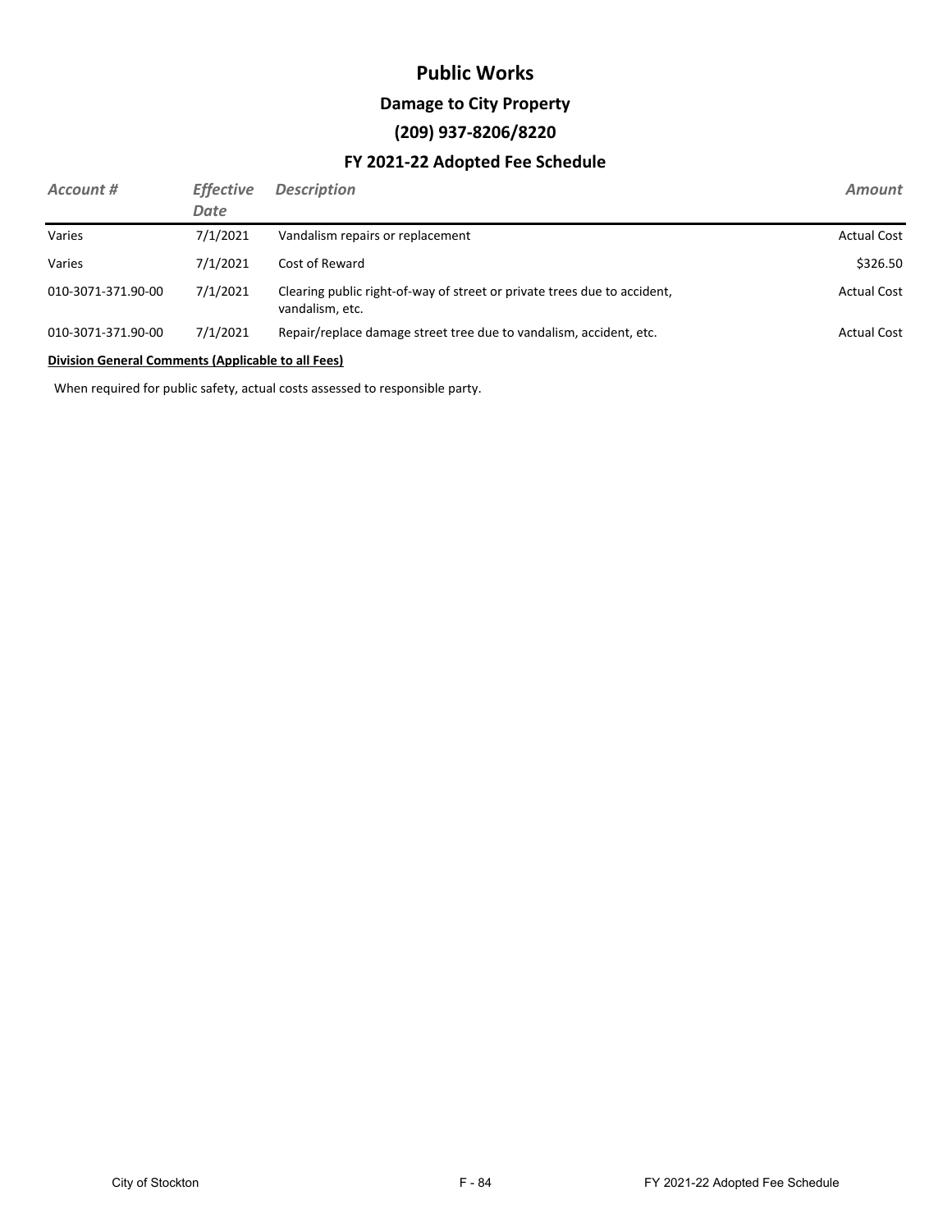# Public Works

## Damage to City Property

### (209) 937-8206/8220

### FY 2021-22 Adopted Fee Schedule

| *Account #* | *Effective Date* | *Description* | *Amount* |
|---|---|---|---|
| Varies | 7/1/2021 | Vandalism repairs or replacement | Actual Cost |
| Varies | 7/1/2021 | Cost of Reward | $326.50 |
| 010-3071-371.90-00 | 7/1/2021 | Clearing public right-of-way of street or private trees due to accident, vandalism, etc. | Actual Cost |
| 010-3071-371.90-00 | 7/1/2021 | Repair/replace damage street tree due to vandalism, accident, etc. | Actual Cost |

**Division General Comments (Applicable to all Fees)**

When required for public safety, actual costs assessed to responsible party.